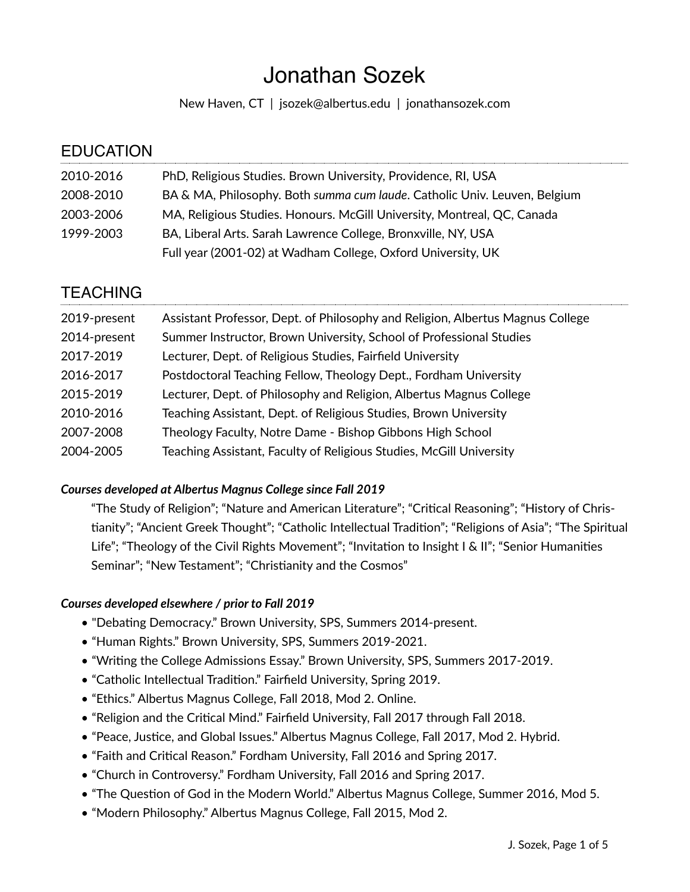# Jonathan Sozek

New Haven, CT | jsozek@albertus.edu | jonathansozek.com

## EDUCATION

| | |
|---|---|
| 2010-2016 | PhD, Religious Studies. Brown University, Providence, RI, USA |
| 2008-2010 | BA & MA, Philosophy. Both *summa cum laude*. Catholic Univ. Leuven, Belgium |
| 2003-2006 | MA, Religious Studies. Honours. McGill University, Montreal, QC, Canada |
| 1999-2003 | BA, Liberal Arts. Sarah Lawrence College, Bronxville, NY, USA |
| | Full year (2001-02) at Wadham College, Oxford University, UK |

## TEACHING

| | |
|---|---|
| 2019-present | Assistant Professor, Dept. of Philosophy and Religion, Albertus Magnus College |
| 2014-present | Summer Instructor, Brown University, School of Professional Studies |
| 2017-2019 | Lecturer, Dept. of Religious Studies, Fairfield University |
| 2016-2017 | Postdoctoral Teaching Fellow, Theology Dept., Fordham University |
| 2015-2019 | Lecturer, Dept. of Philosophy and Religion, Albertus Magnus College |
| 2010-2016 | Teaching Assistant, Dept. of Religious Studies, Brown University |
| 2007-2008 | Theology Faculty, Notre Dame - Bishop Gibbons High School |
| 2004-2005 | Teaching Assistant, Faculty of Religious Studies, McGill University |

***Courses developed at Albertus Magnus College since Fall 2019***

"The Study of Religion"; "Nature and American Literature"; "Critical Reasoning"; "History of Christianity"; "Ancient Greek Thought"; "Catholic Intellectual Tradition"; "Religions of Asia"; "The Spiritual Life"; "Theology of the Civil Rights Movement"; "Invitation to Insight I & II"; "Senior Humanities Seminar"; "New Testament"; "Christianity and the Cosmos"

***Courses developed elsewhere / prior to Fall 2019***

- "Debating Democracy." Brown University, SPS, Summers 2014-present.
- "Human Rights." Brown University, SPS, Summers 2019-2021.
- "Writing the College Admissions Essay." Brown University, SPS, Summers 2017-2019.
- "Catholic Intellectual Tradition." Fairfield University, Spring 2019.
- "Ethics." Albertus Magnus College, Fall 2018, Mod 2. Online.
- "Religion and the Critical Mind." Fairfield University, Fall 2017 through Fall 2018.
- "Peace, Justice, and Global Issues." Albertus Magnus College, Fall 2017, Mod 2. Hybrid.
- "Faith and Critical Reason." Fordham University, Fall 2016 and Spring 2017.
- "Church in Controversy." Fordham University, Fall 2016 and Spring 2017.
- "The Question of God in the Modern World." Albertus Magnus College, Summer 2016, Mod 5.
- "Modern Philosophy." Albertus Magnus College, Fall 2015, Mod 2.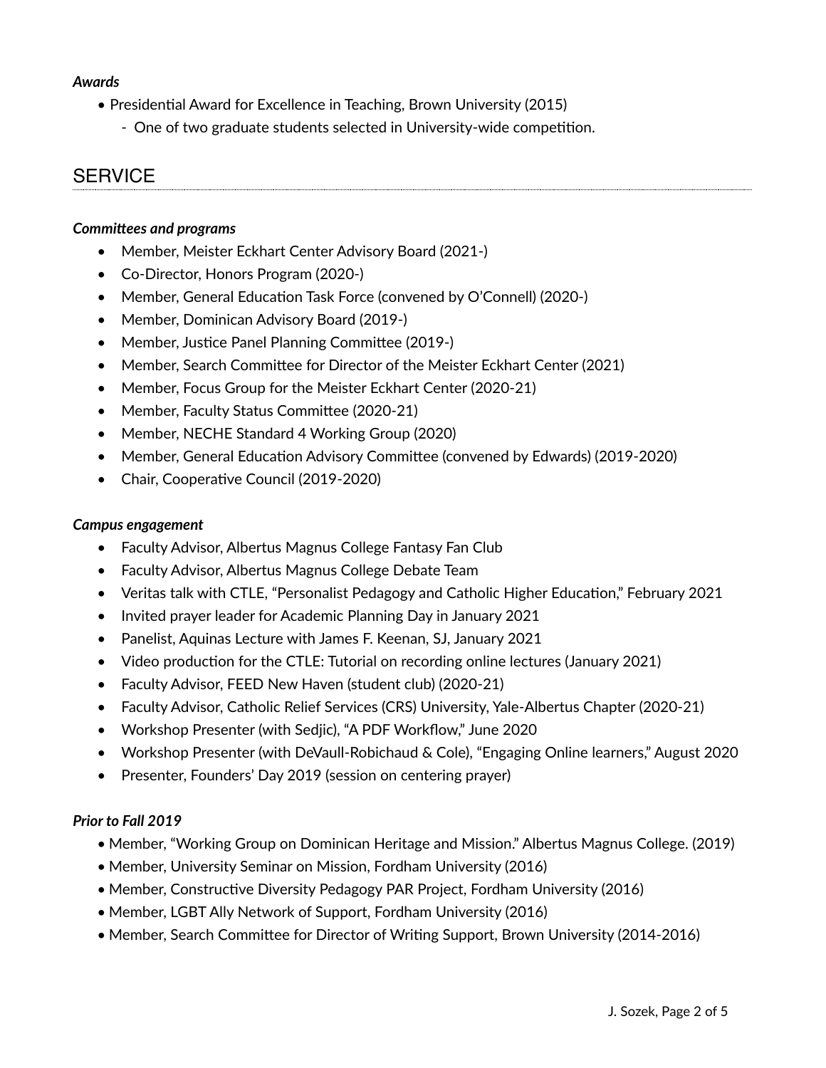***Awards***

- Presidential Award for Excellence in Teaching, Brown University (2015)
    - One of two graduate students selected in University-wide competition.

## SERVICE

***Committees and programs***

- Member, Meister Eckhart Center Advisory Board (2021-)
- Co-Director, Honors Program (2020-)
- Member, General Education Task Force (convened by O'Connell) (2020-)
- Member, Dominican Advisory Board (2019-)
- Member, Justice Panel Planning Committee (2019-)
- Member, Search Committee for Director of the Meister Eckhart Center (2021)
- Member, Focus Group for the Meister Eckhart Center (2020-21)
- Member, Faculty Status Committee (2020-21)
- Member, NECHE Standard 4 Working Group (2020)
- Member, General Education Advisory Committee (convened by Edwards) (2019-2020)
- Chair, Cooperative Council (2019-2020)

***Campus engagement***

- Faculty Advisor, Albertus Magnus College Fantasy Fan Club
- Faculty Advisor, Albertus Magnus College Debate Team
- Veritas talk with CTLE, "Personalist Pedagogy and Catholic Higher Education," February 2021
- Invited prayer leader for Academic Planning Day in January 2021
- Panelist, Aquinas Lecture with James F. Keenan, SJ, January 2021
- Video production for the CTLE: Tutorial on recording online lectures (January 2021)
- Faculty Advisor, FEED New Haven (student club) (2020-21)
- Faculty Advisor, Catholic Relief Services (CRS) University, Yale-Albertus Chapter (2020-21)
- Workshop Presenter (with Sedjic), "A PDF Workflow," June 2020
- Workshop Presenter (with DeVaull-Robichaud & Cole), "Engaging Online learners," August 2020
- Presenter, Founders' Day 2019 (session on centering prayer)

***Prior to Fall 2019***

- Member, "Working Group on Dominican Heritage and Mission." Albertus Magnus College. (2019)
- Member, University Seminar on Mission, Fordham University (2016)
- Member, Constructive Diversity Pedagogy PAR Project, Fordham University (2016)
- Member, LGBT Ally Network of Support, Fordham University (2016)
- Member, Search Committee for Director of Writing Support, Brown University (2014-2016)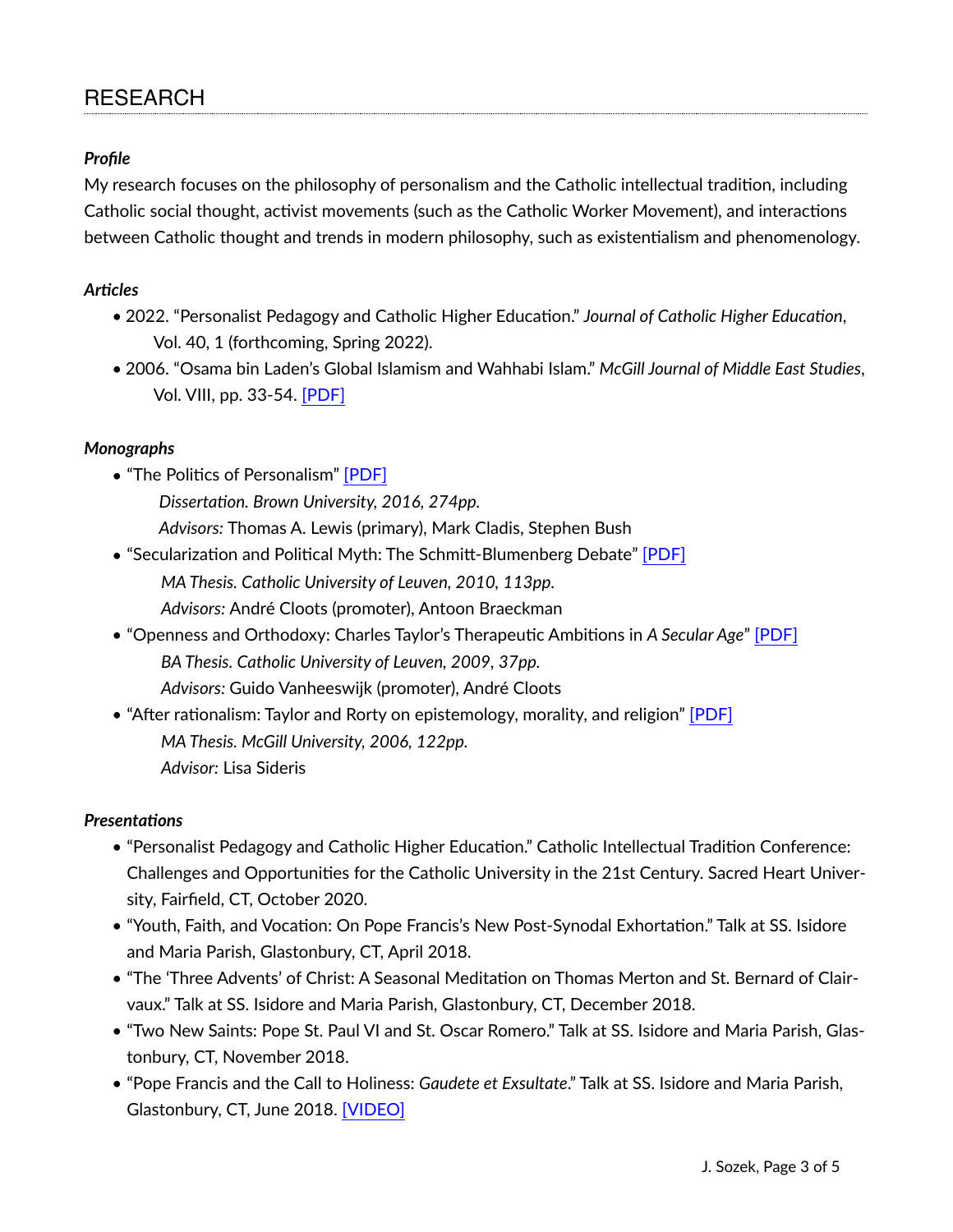## RESEARCH

### *Profile*

My research focuses on the philosophy of personalism and the Catholic intellectual tradition, including Catholic social thought, activist movements (such as the Catholic Worker Movement), and interactions between Catholic thought and trends in modern philosophy, such as existentialism and phenomenology.

### *Articles*

- 2022. "Personalist Pedagogy and Catholic Higher Education." *Journal of Catholic Higher Education*, Vol. 40, 1 (forthcoming, Spring 2022).
- 2006. "Osama bin Laden's Global Islamism and Wahhabi Islam." *McGill Journal of Middle East Studies*, Vol. VIII, pp. 33-54. [PDF]

### *Monographs*

- "The Politics of Personalism" [PDF]
  *Dissertation. Brown University, 2016, 274pp.*
  *Advisors:* Thomas A. Lewis (primary), Mark Cladis, Stephen Bush
- "Secularization and Political Myth: The Schmitt-Blumenberg Debate" [PDF]
  *MA Thesis. Catholic University of Leuven, 2010, 113pp.*
  *Advisors:* André Cloots (promoter), Antoon Braeckman
- "Openness and Orthodoxy: Charles Taylor's Therapeutic Ambitions in *A Secular Age*" [PDF]
  *BA Thesis. Catholic University of Leuven, 2009, 37pp.*
  *Advisors:* Guido Vanheeswijk (promoter), André Cloots
- "After rationalism: Taylor and Rorty on epistemology, morality, and religion" [PDF]
  *MA Thesis. McGill University, 2006, 122pp.*
  *Advisor:* Lisa Sideris

### *Presentations*

- "Personalist Pedagogy and Catholic Higher Education." Catholic Intellectual Tradition Conference: Challenges and Opportunities for the Catholic University in the 21st Century. Sacred Heart University, Fairfield, CT, October 2020.
- "Youth, Faith, and Vocation: On Pope Francis's New Post-Synodal Exhortation." Talk at SS. Isidore and Maria Parish, Glastonbury, CT, April 2018.
- "The 'Three Advents' of Christ: A Seasonal Meditation on Thomas Merton and St. Bernard of Clairvaux." Talk at SS. Isidore and Maria Parish, Glastonbury, CT, December 2018.
- "Two New Saints: Pope St. Paul VI and St. Oscar Romero." Talk at SS. Isidore and Maria Parish, Glastonbury, CT, November 2018.
- "Pope Francis and the Call to Holiness: *Gaudete et Exsultate*." Talk at SS. Isidore and Maria Parish, Glastonbury, CT, June 2018. [VIDEO]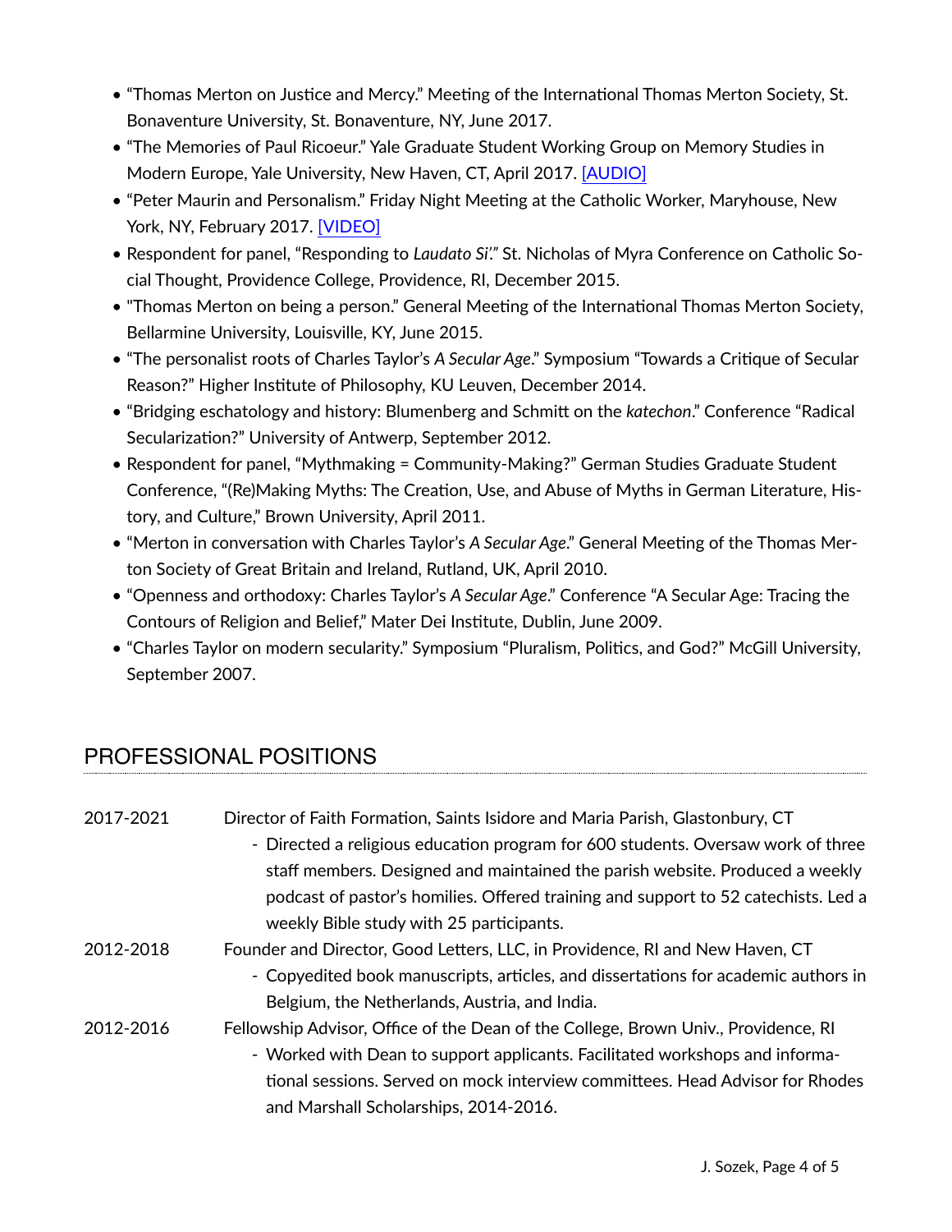- “Thomas Merton on Justice and Mercy.” Meeting of the International Thomas Merton Society, St. Bonaventure University, St. Bonaventure, NY, June 2017.
- “The Memories of Paul Ricoeur.” Yale Graduate Student Working Group on Memory Studies in Modern Europe, Yale University, New Haven, CT, April 2017. [AUDIO]
- “Peter Maurin and Personalism.” Friday Night Meeting at the Catholic Worker, Maryhouse, New York, NY, February 2017. [VIDEO]
- Respondent for panel, “Responding to *Laudato Si’*.” St. Nicholas of Myra Conference on Catholic Social Thought, Providence College, Providence, RI, December 2015.
- "Thomas Merton on being a person.” General Meeting of the International Thomas Merton Society, Bellarmine University, Louisville, KY, June 2015.
- “The personalist roots of Charles Taylor’s *A Secular Age*.” Symposium “Towards a Critique of Secular Reason?” Higher Institute of Philosophy, KU Leuven, December 2014.
- “Bridging eschatology and history: Blumenberg and Schmitt on the *katechon*.” Conference “Radical Secularization?” University of Antwerp, September 2012.
- Respondent for panel, “Mythmaking = Community-Making?” German Studies Graduate Student Conference, “(Re)Making Myths: The Creation, Use, and Abuse of Myths in German Literature, History, and Culture,” Brown University, April 2011.
- “Merton in conversation with Charles Taylor’s *A Secular Age*.” General Meeting of the Thomas Merton Society of Great Britain and Ireland, Rutland, UK, April 2010.
- “Openness and orthodoxy: Charles Taylor’s *A Secular Age*.” Conference “A Secular Age: Tracing the Contours of Religion and Belief,” Mater Dei Institute, Dublin, June 2009.
- “Charles Taylor on modern secularity.” Symposium “Pluralism, Politics, and God?” McGill University, September 2007.

## PROFESSIONAL POSITIONS

2017-2021 — Director of Faith Formation, Saints Isidore and Maria Parish, Glastonbury, CT

- Directed a religious education program for 600 students. Oversaw work of three staff members. Designed and maintained the parish website. Produced a weekly podcast of pastor’s homilies. Offered training and support to 52 catechists. Led a weekly Bible study with 25 participants.

2012-2018 — Founder and Director, Good Letters, LLC, in Providence, RI and New Haven, CT

- Copyedited book manuscripts, articles, and dissertations for academic authors in Belgium, the Netherlands, Austria, and India.

2012-2016 — Fellowship Advisor, Office of the Dean of the College, Brown Univ., Providence, RI

- Worked with Dean to support applicants. Facilitated workshops and informational sessions. Served on mock interview committees. Head Advisor for Rhodes and Marshall Scholarships, 2014-2016.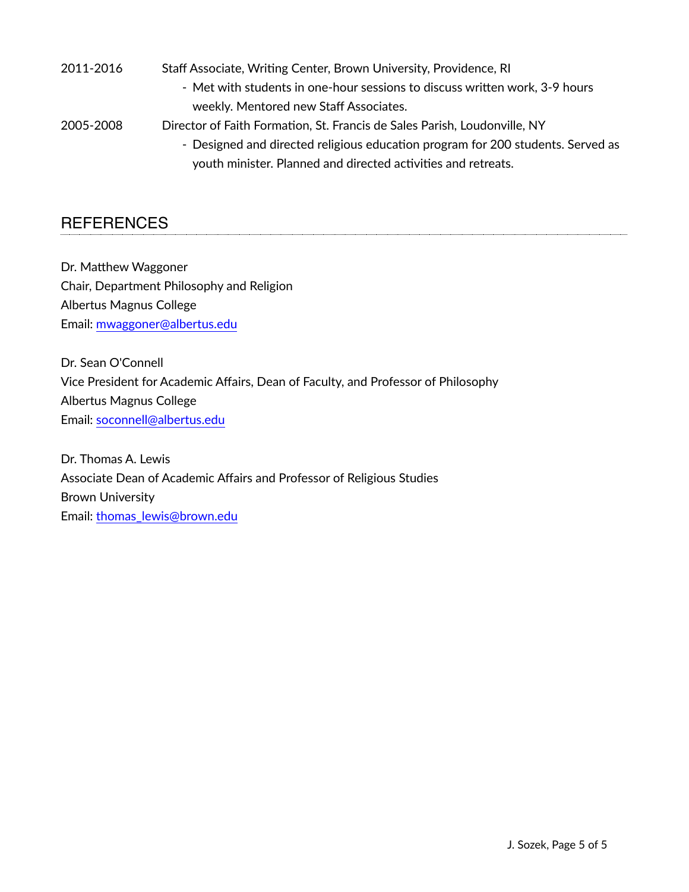2011-2016 Staff Associate, Writing Center, Brown University, Providence, RI

- Met with students in one-hour sessions to discuss written work, 3-9 hours weekly. Mentored new Staff Associates.

2005-2008 Director of Faith Formation, St. Francis de Sales Parish, Loudonville, NY

- Designed and directed religious education program for 200 students. Served as youth minister. Planned and directed activities and retreats.

## REFERENCES

Dr. Matthew Waggoner
Chair, Department Philosophy and Religion
Albertus Magnus College
Email: mwaggoner@albertus.edu

Dr. Sean O'Connell
Vice President for Academic Affairs, Dean of Faculty, and Professor of Philosophy
Albertus Magnus College
Email: soconnell@albertus.edu

Dr. Thomas A. Lewis
Associate Dean of Academic Affairs and Professor of Religious Studies
Brown University
Email: thomas_lewis@brown.edu